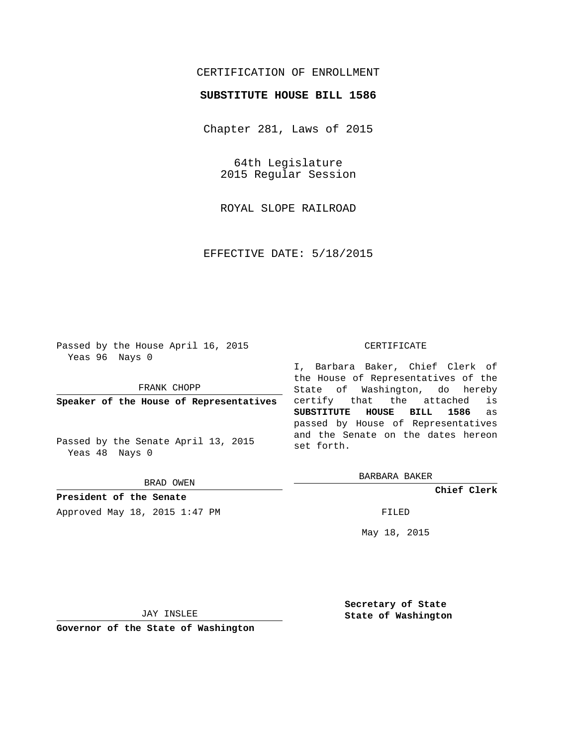# CERTIFICATION OF ENROLLMENT

## SUBSTITUTE HOUSE BILL 1586

Chapter 281, Laws of 2015

64th Legislature
2015 Regular Session

ROYAL SLOPE RAILROAD

EFFECTIVE DATE: 5/18/2015

Passed by the House April 16, 2015
Yeas 96 Nays 0

FRANK CHOPP

**Speaker of the House of Representatives**

Passed by the Senate April 13, 2015
Yeas 48 Nays 0

BRAD OWEN

**President of the Senate**

Approved May 18, 2015 1:47 PM

JAY INSLEE

**Governor of the State of Washington**

CERTIFICATE

I, Barbara Baker, Chief Clerk of the House of Representatives of the State of Washington, do hereby certify that the attached is **SUBSTITUTE HOUSE BILL 1586** as passed by House of Representatives and the Senate on the dates hereon set forth.

BARBARA BAKER

**Chief Clerk**

FILED

May 18, 2015

**Secretary of State**
**State of Washington**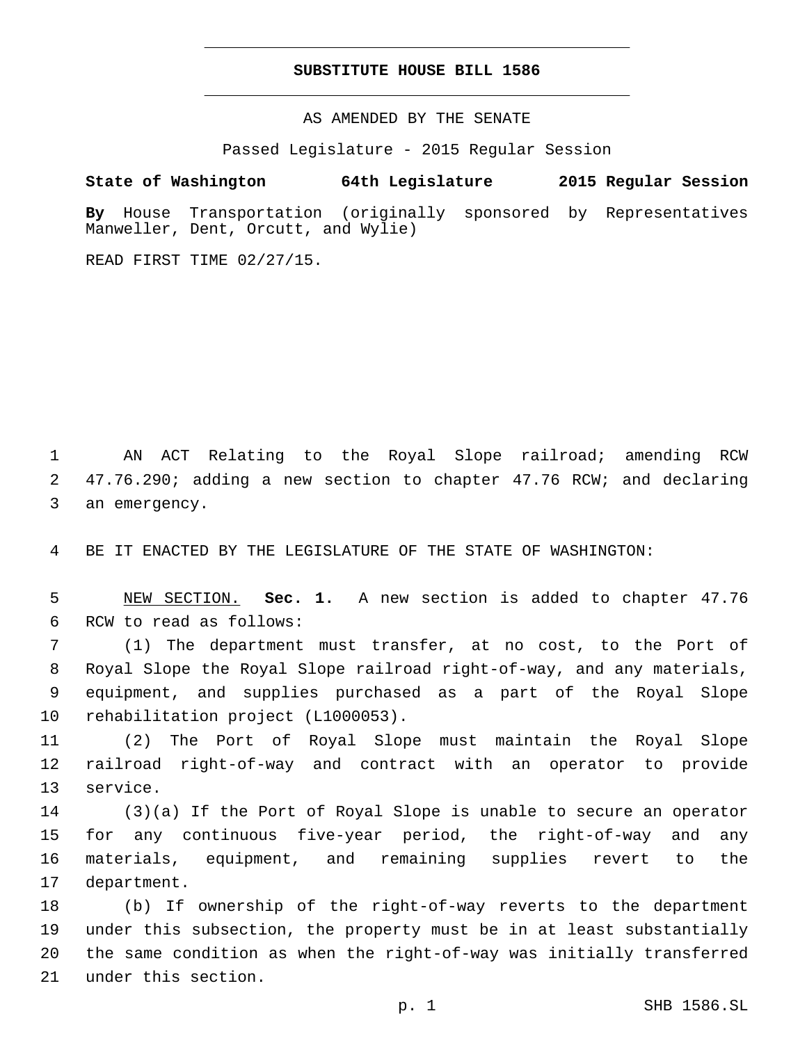# SUBSTITUTE HOUSE BILL 1586

AS AMENDED BY THE SENATE

Passed Legislature - 2015 Regular Session

**State of Washington 64th Legislature 2015 Regular Session**

**By** House Transportation (originally sponsored by Representatives Manweller, Dent, Orcutt, and Wylie)

READ FIRST TIME 02/27/15.

AN ACT Relating to the Royal Slope railroad; amending RCW 47.76.290; adding a new section to chapter 47.76 RCW; and declaring an emergency.

BE IT ENACTED BY THE LEGISLATURE OF THE STATE OF WASHINGTON:

NEW SECTION. **Sec. 1.** A new section is added to chapter 47.76 RCW to read as follows:

(1) The department must transfer, at no cost, to the Port of Royal Slope the Royal Slope railroad right-of-way, and any materials, equipment, and supplies purchased as a part of the Royal Slope rehabilitation project (L1000053).

(2) The Port of Royal Slope must maintain the Royal Slope railroad right-of-way and contract with an operator to provide service.

(3)(a) If the Port of Royal Slope is unable to secure an operator for any continuous five-year period, the right-of-way and any materials, equipment, and remaining supplies revert to the department.

(b) If ownership of the right-of-way reverts to the department under this subsection, the property must be in at least substantially the same condition as when the right-of-way was initially transferred under this section.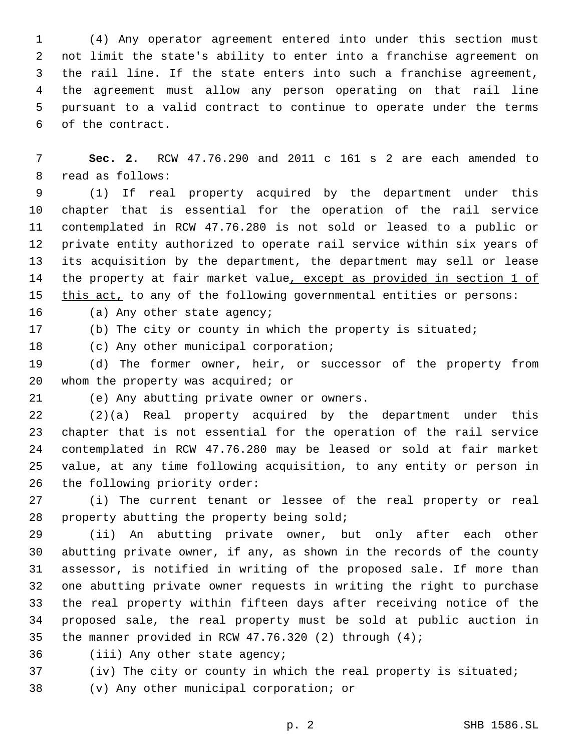(4) Any operator agreement entered into under this section must not limit the state's ability to enter into a franchise agreement on the rail line. If the state enters into such a franchise agreement, the agreement must allow any person operating on that rail line pursuant to a valid contract to continue to operate under the terms of the contract.

**Sec. 2.** RCW 47.76.290 and 2011 c 161 s 2 are each amended to read as follows:

(1) If real property acquired by the department under this chapter that is essential for the operation of the rail service contemplated in RCW 47.76.280 is not sold or leased to a public or private entity authorized to operate rail service within six years of its acquisition by the department, the department may sell or lease the property at fair market value<u>, except as provided in section 1 of this act,</u> to any of the following governmental entities or persons:

(a) Any other state agency;

(b) The city or county in which the property is situated;

(c) Any other municipal corporation;

(d) The former owner, heir, or successor of the property from whom the property was acquired; or

(e) Any abutting private owner or owners.

(2)(a) Real property acquired by the department under this chapter that is not essential for the operation of the rail service contemplated in RCW 47.76.280 may be leased or sold at fair market value, at any time following acquisition, to any entity or person in the following priority order:

(i) The current tenant or lessee of the real property or real property abutting the property being sold;

(ii) An abutting private owner, but only after each other abutting private owner, if any, as shown in the records of the county assessor, is notified in writing of the proposed sale. If more than one abutting private owner requests in writing the right to purchase the real property within fifteen days after receiving notice of the proposed sale, the real property must be sold at public auction in the manner provided in RCW 47.76.320 (2) through (4);

(iii) Any other state agency;

(iv) The city or county in which the real property is situated;

(v) Any other municipal corporation; or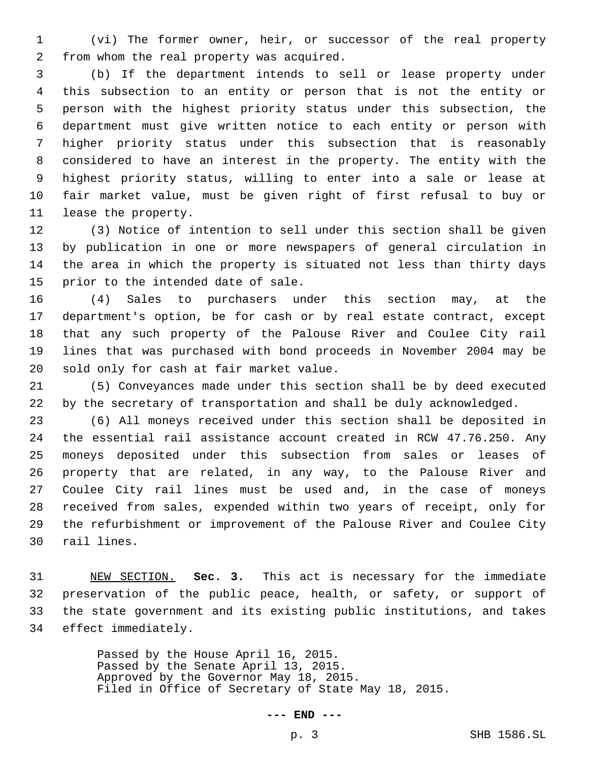(vi) The former owner, heir, or successor of the real property from whom the real property was acquired.

(b) If the department intends to sell or lease property under this subsection to an entity or person that is not the entity or person with the highest priority status under this subsection, the department must give written notice to each entity or person with higher priority status under this subsection that is reasonably considered to have an interest in the property. The entity with the highest priority status, willing to enter into a sale or lease at fair market value, must be given right of first refusal to buy or lease the property.

(3) Notice of intention to sell under this section shall be given by publication in one or more newspapers of general circulation in the area in which the property is situated not less than thirty days prior to the intended date of sale.

(4) Sales to purchasers under this section may, at the department's option, be for cash or by real estate contract, except that any such property of the Palouse River and Coulee City rail lines that was purchased with bond proceeds in November 2004 may be sold only for cash at fair market value.

(5) Conveyances made under this section shall be by deed executed by the secretary of transportation and shall be duly acknowledged.

(6) All moneys received under this section shall be deposited in the essential rail assistance account created in RCW 47.76.250. Any moneys deposited under this subsection from sales or leases of property that are related, in any way, to the Palouse River and Coulee City rail lines must be used and, in the case of moneys received from sales, expended within two years of receipt, only for the refurbishment or improvement of the Palouse River and Coulee City rail lines.

NEW SECTION. **Sec. 3.** This act is necessary for the immediate preservation of the public peace, health, or safety, or support of the state government and its existing public institutions, and takes effect immediately.

Passed by the House April 16, 2015.
Passed by the Senate April 13, 2015.
Approved by the Governor May 18, 2015.
Filed in Office of Secretary of State May 18, 2015.

**--- END ---**